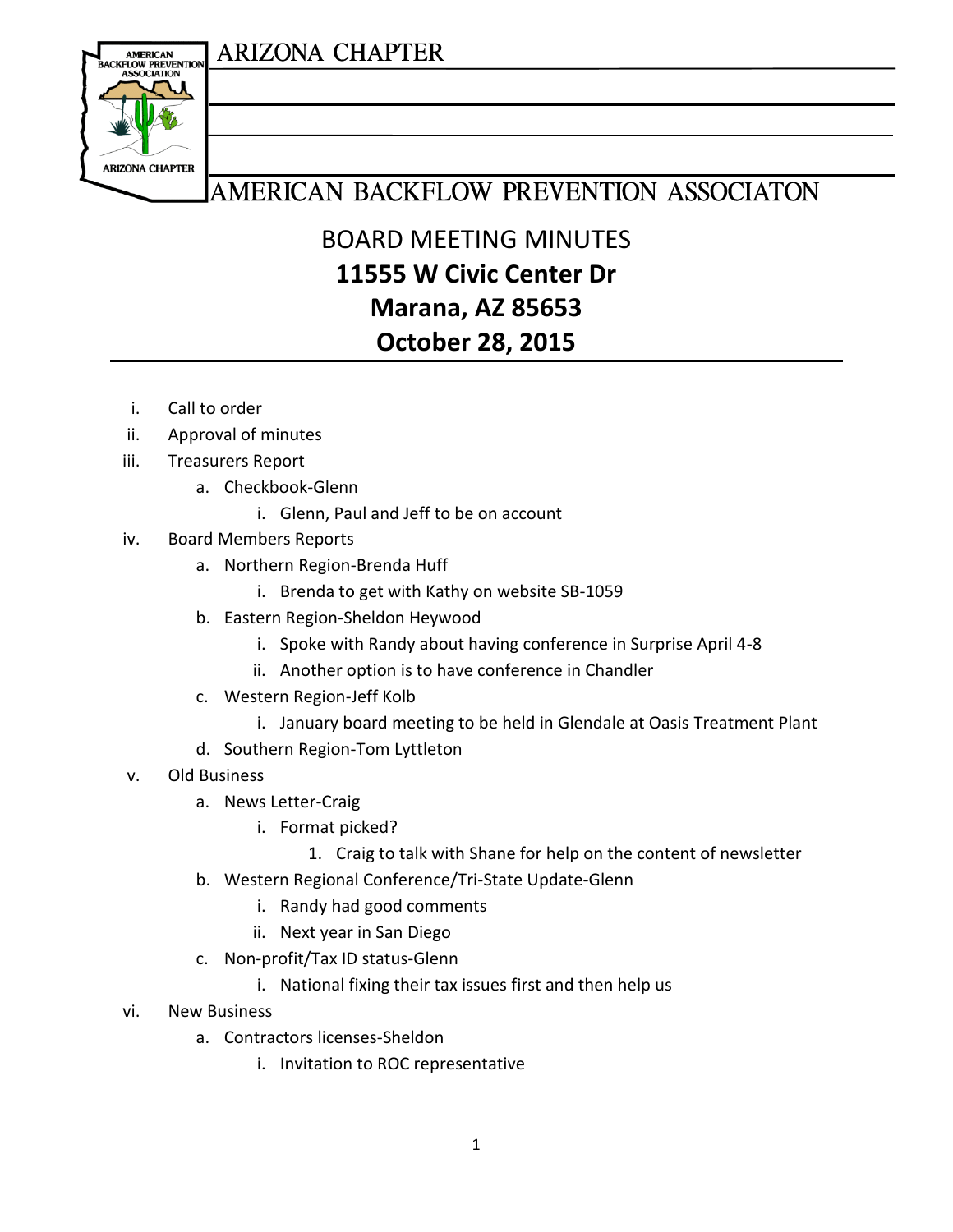# ARIZONA CHAPTER

# AMERICAN BACKFLOW PREVENTION ASSOCIATON

## BOARD MEETING MINUTES

**11555 W Civic Center Dr**
**Marana, AZ 85653**
**October 28, 2015**

---

i. Call to order

ii. Approval of minutes

iii. Treasurers Report
   a. Checkbook-Glenn
      i. Glenn, Paul and Jeff to be on account

iv. Board Members Reports
   a. Northern Region-Brenda Huff
      i. Brenda to get with Kathy on website SB-1059
   b. Eastern Region-Sheldon Heywood
      i. Spoke with Randy about having conference in Surprise April 4-8
      ii. Another option is to have conference in Chandler
   c. Western Region-Jeff Kolb
      i. January board meeting to be held in Glendale at Oasis Treatment Plant
   d. Southern Region-Tom Lyttleton

v. Old Business
   a. News Letter-Craig
      i. Format picked?
         1. Craig to talk with Shane for help on the content of newsletter
   b. Western Regional Conference/Tri-State Update-Glenn
      i. Randy had good comments
      ii. Next year in San Diego
   c. Non-profit/Tax ID status-Glenn
      i. National fixing their tax issues first and then help us

vi. New Business
   a. Contractors licenses-Sheldon
      i. Invitation to ROC representative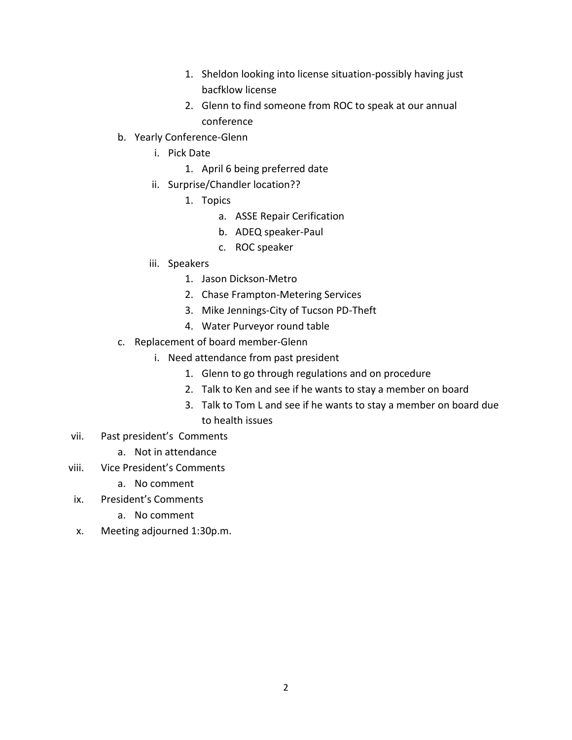1. Sheldon looking into license situation-possibly having just bacfklow license
2. Glenn to find someone from ROC to speak at our annual conference

b. Yearly Conference-Glenn
   i. Pick Date
      1. April 6 being preferred date
   ii. Surprise/Chandler location??
      1. Topics
         a. ASSE Repair Cerification
         b. ADEQ speaker-Paul
         c. ROC speaker
   iii. Speakers
      1. Jason Dickson-Metro
      2. Chase Frampton-Metering Services
      3. Mike Jennings-City of Tucson PD-Theft
      4. Water Purveyor round table

c. Replacement of board member-Glenn
   i. Need attendance from past president
      1. Glenn to go through regulations and on procedure
      2. Talk to Ken and see if he wants to stay a member on board
      3. Talk to Tom L and see if he wants to stay a member on board due to health issues

vii. Past president's Comments
   a. Not in attendance

viii. Vice President's Comments
   a. No comment

ix. President's Comments
   a. No comment

x. Meeting adjourned 1:30p.m.